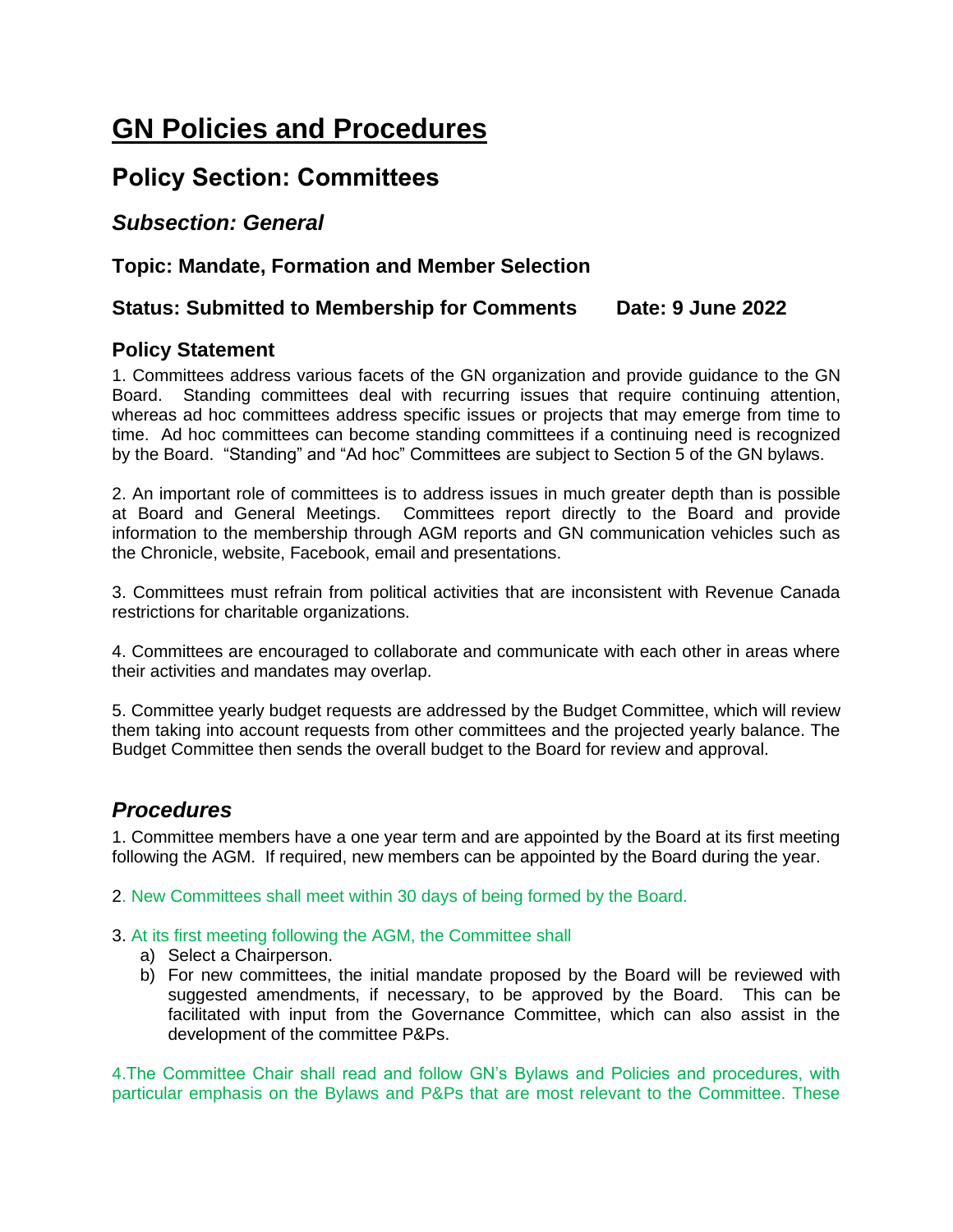# GN Policies and Procedures

## Policy Section: Committees

### *Subsection: General*

### Topic: Mandate, Formation and Member Selection

### Status: Submitted to Membership for Comments Date: 9 June 2022

### Policy Statement

1. Committees address various facets of the GN organization and provide guidance to the GN Board. Standing committees deal with recurring issues that require continuing attention, whereas ad hoc committees address specific issues or projects that may emerge from time to time. Ad hoc committees can become standing committees if a continuing need is recognized by the Board. "Standing" and "Ad hoc" Committees are subject to Section 5 of the GN bylaws.

2. An important role of committees is to address issues in much greater depth than is possible at Board and General Meetings. Committees report directly to the Board and provide information to the membership through AGM reports and GN communication vehicles such as the Chronicle, website, Facebook, email and presentations.

3. Committees must refrain from political activities that are inconsistent with Revenue Canada restrictions for charitable organizations.

4. Committees are encouraged to collaborate and communicate with each other in areas where their activities and mandates may overlap.

5. Committee yearly budget requests are addressed by the Budget Committee, which will review them taking into account requests from other committees and the projected yearly balance. The Budget Committee then sends the overall budget to the Board for review and approval.

## *Procedures*

1. Committee members have a one year term and are appointed by the Board at its first meeting following the AGM. If required, new members can be appointed by the Board during the year.

2. New Committees shall meet within 30 days of being formed by the Board.

3. At its first meeting following the AGM, the Committee shall
   a) Select a Chairperson.
   b) For new committees, the initial mandate proposed by the Board will be reviewed with suggested amendments, if necessary, to be approved by the Board. This can be facilitated with input from the Governance Committee, which can also assist in the development of the committee P&Ps.

4. The Committee Chair shall read and follow GN's Bylaws and Policies and procedures, with particular emphasis on the Bylaws and P&Ps that are most relevant to the Committee. These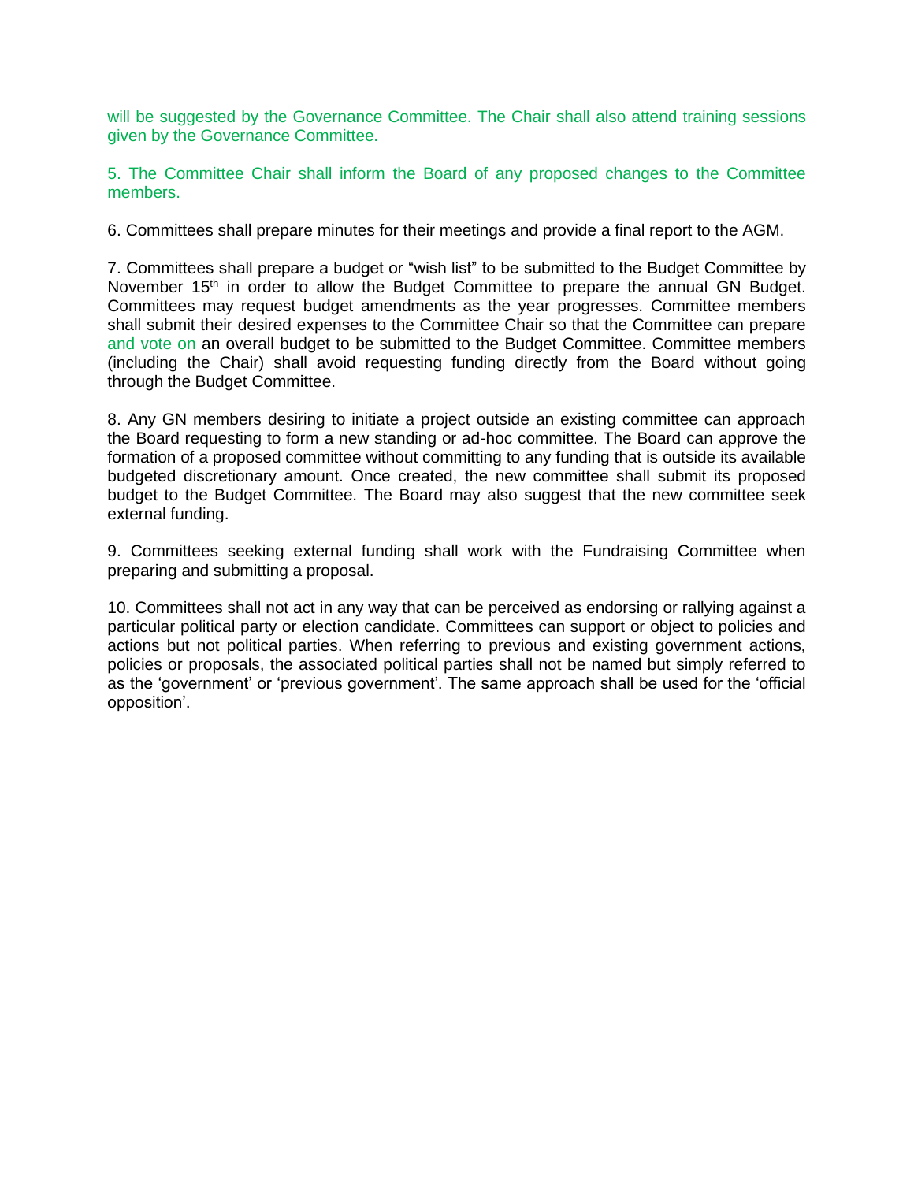will be suggested by the Governance Committee. The Chair shall also attend training sessions given by the Governance Committee.

5. The Committee Chair shall inform the Board of any proposed changes to the Committee members.

6. Committees shall prepare minutes for their meetings and provide a final report to the AGM.

7. Committees shall prepare a budget or “wish list” to be submitted to the Budget Committee by November 15th in order to allow the Budget Committee to prepare the annual GN Budget. Committees may request budget amendments as the year progresses. Committee members shall submit their desired expenses to the Committee Chair so that the Committee can prepare and vote on an overall budget to be submitted to the Budget Committee. Committee members (including the Chair) shall avoid requesting funding directly from the Board without going through the Budget Committee.

8. Any GN members desiring to initiate a project outside an existing committee can approach the Board requesting to form a new standing or ad-hoc committee. The Board can approve the formation of a proposed committee without committing to any funding that is outside its available budgeted discretionary amount. Once created, the new committee shall submit its proposed budget to the Budget Committee. The Board may also suggest that the new committee seek external funding.

9. Committees seeking external funding shall work with the Fundraising Committee when preparing and submitting a proposal.

10. Committees shall not act in any way that can be perceived as endorsing or rallying against a particular political party or election candidate. Committees can support or object to policies and actions but not political parties. When referring to previous and existing government actions, policies or proposals, the associated political parties shall not be named but simply referred to as the ‘government’ or ‘previous government’. The same approach shall be used for the ‘official opposition’.